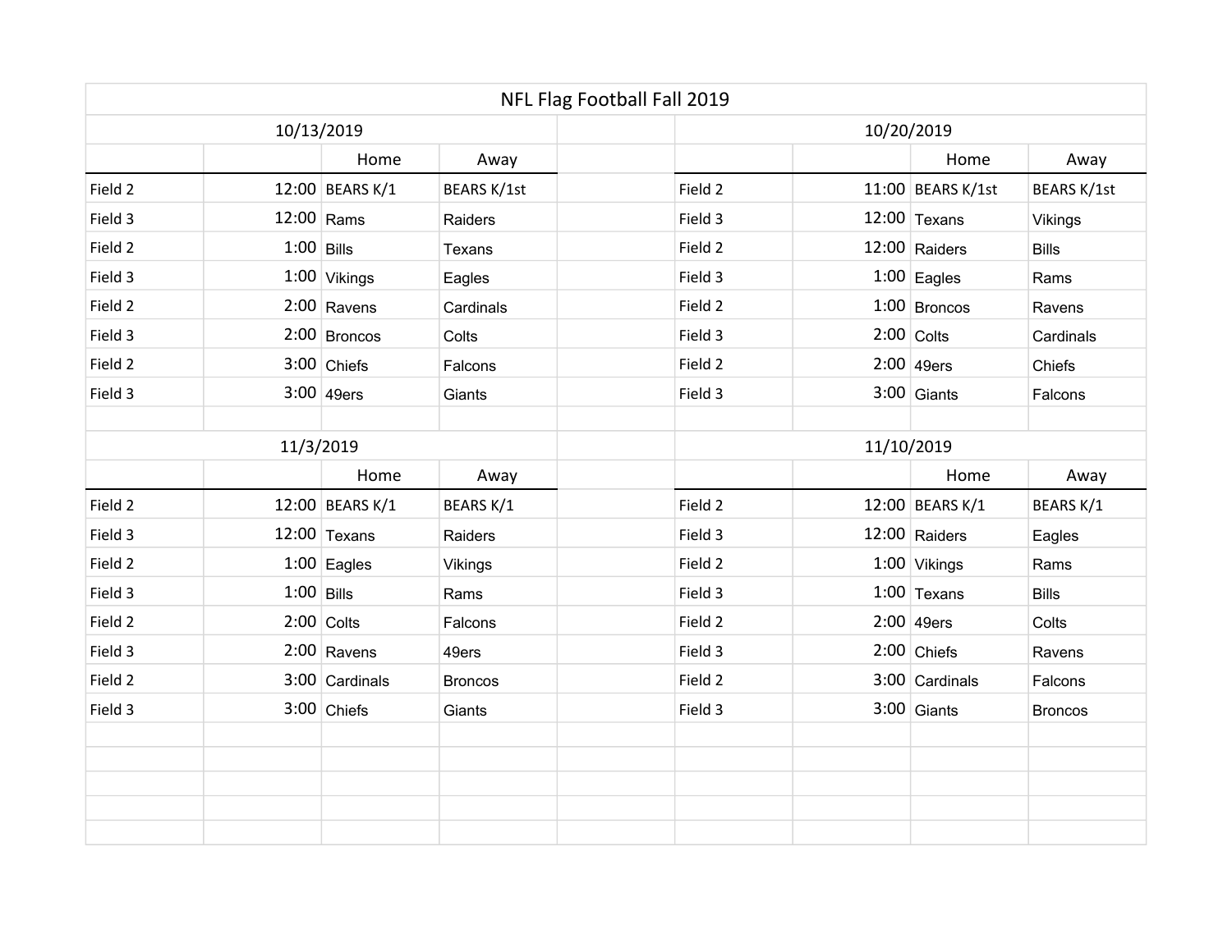# NFL Flag Football Fall 2019

## 10/13/2019

| | | Home | Away |
|---|---|---|---|
| Field 2 | 12:00 | BEARS K/1 | BEARS K/1st |
| Field 3 | 12:00 | Rams | Raiders |
| Field 2 | 1:00 | Bills | Texans |
| Field 3 | 1:00 | Vikings | Eagles |
| Field 2 | 2:00 | Ravens | Cardinals |
| Field 3 | 2:00 | Broncos | Colts |
| Field 2 | 3:00 | Chiefs | Falcons |
| Field 3 | 3:00 | 49ers | Giants |

## 10/20/2019

| | | Home | Away |
|---|---|---|---|
| Field 2 | 11:00 | BEARS K/1st | BEARS K/1st |
| Field 3 | 12:00 | Texans | Vikings |
| Field 2 | 12:00 | Raiders | Bills |
| Field 3 | 1:00 | Eagles | Rams |
| Field 2 | 1:00 | Broncos | Ravens |
| Field 3 | 2:00 | Colts | Cardinals |
| Field 2 | 2:00 | 49ers | Chiefs |
| Field 3 | 3:00 | Giants | Falcons |

## 11/3/2019

| | | Home | Away |
|---|---|---|---|
| Field 2 | 12:00 | BEARS K/1 | BEARS K/1 |
| Field 3 | 12:00 | Texans | Raiders |
| Field 2 | 1:00 | Eagles | Vikings |
| Field 3 | 1:00 | Bills | Rams |
| Field 2 | 2:00 | Colts | Falcons |
| Field 3 | 2:00 | Ravens | 49ers |
| Field 2 | 3:00 | Cardinals | Broncos |
| Field 3 | 3:00 | Chiefs | Giants |

## 11/10/2019

| | | Home | Away |
|---|---|---|---|
| Field 2 | 12:00 | BEARS K/1 | BEARS K/1 |
| Field 3 | 12:00 | Raiders | Eagles |
| Field 2 | 1:00 | Vikings | Rams |
| Field 3 | 1:00 | Texans | Bills |
| Field 2 | 2:00 | 49ers | Colts |
| Field 3 | 2:00 | Chiefs | Ravens |
| Field 2 | 3:00 | Cardinals | Falcons |
| Field 3 | 3:00 | Giants | Broncos |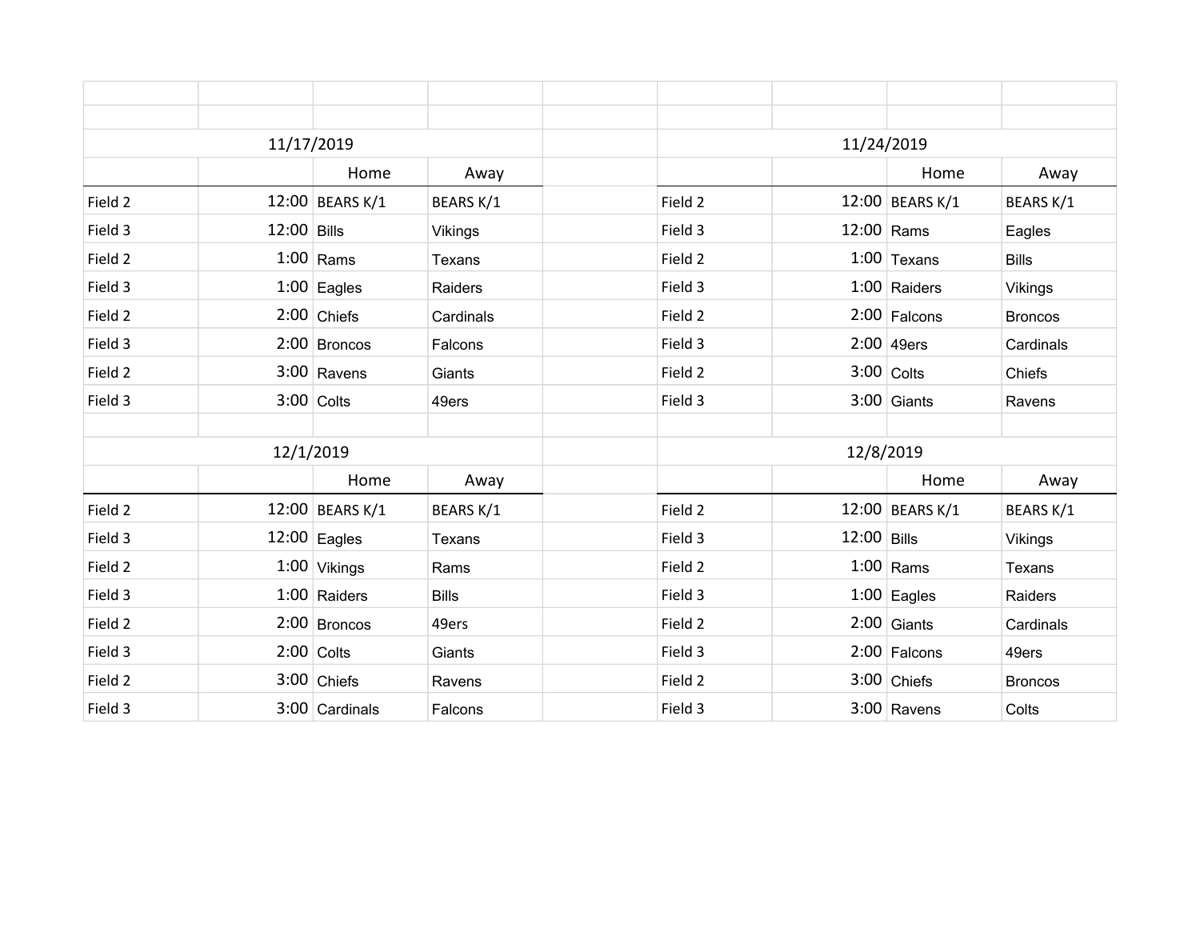| | | | | | | | | |
|---|---|---|---|---|---|---|---|---|
| 11/17/2019 | | | | | 11/24/2019 | | | |
| | | Home | Away | | | | Home | Away |
| Field 2 | 12:00 | BEARS K/1 | BEARS K/1 | | Field 2 | 12:00 | BEARS K/1 | BEARS K/1 |
| Field 3 | 12:00 | Bills | Vikings | | Field 3 | 12:00 | Rams | Eagles |
| Field 2 | 1:00 | Rams | Texans | | Field 2 | 1:00 | Texans | Bills |
| Field 3 | 1:00 | Eagles | Raiders | | Field 3 | 1:00 | Raiders | Vikings |
| Field 2 | 2:00 | Chiefs | Cardinals | | Field 2 | 2:00 | Falcons | Broncos |
| Field 3 | 2:00 | Broncos | Falcons | | Field 3 | 2:00 | 49ers | Cardinals |
| Field 2 | 3:00 | Ravens | Giants | | Field 2 | 3:00 | Colts | Chiefs |
| Field 3 | 3:00 | Colts | 49ers | | Field 3 | 3:00 | Giants | Ravens |
| | | | | | | | | |
| 12/1/2019 | | | | | 12/8/2019 | | | |
| | | Home | Away | | | | Home | Away |
| Field 2 | 12:00 | BEARS K/1 | BEARS K/1 | | Field 2 | 12:00 | BEARS K/1 | BEARS K/1 |
| Field 3 | 12:00 | Eagles | Texans | | Field 3 | 12:00 | Bills | Vikings |
| Field 2 | 1:00 | Vikings | Rams | | Field 2 | 1:00 | Rams | Texans |
| Field 3 | 1:00 | Raiders | Bills | | Field 3 | 1:00 | Eagles | Raiders |
| Field 2 | 2:00 | Broncos | 49ers | | Field 2 | 2:00 | Giants | Cardinals |
| Field 3 | 2:00 | Colts | Giants | | Field 3 | 2:00 | Falcons | 49ers |
| Field 2 | 3:00 | Chiefs | Ravens | | Field 2 | 3:00 | Chiefs | Broncos |
| Field 3 | 3:00 | Cardinals | Falcons | | Field 3 | 3:00 | Ravens | Colts |